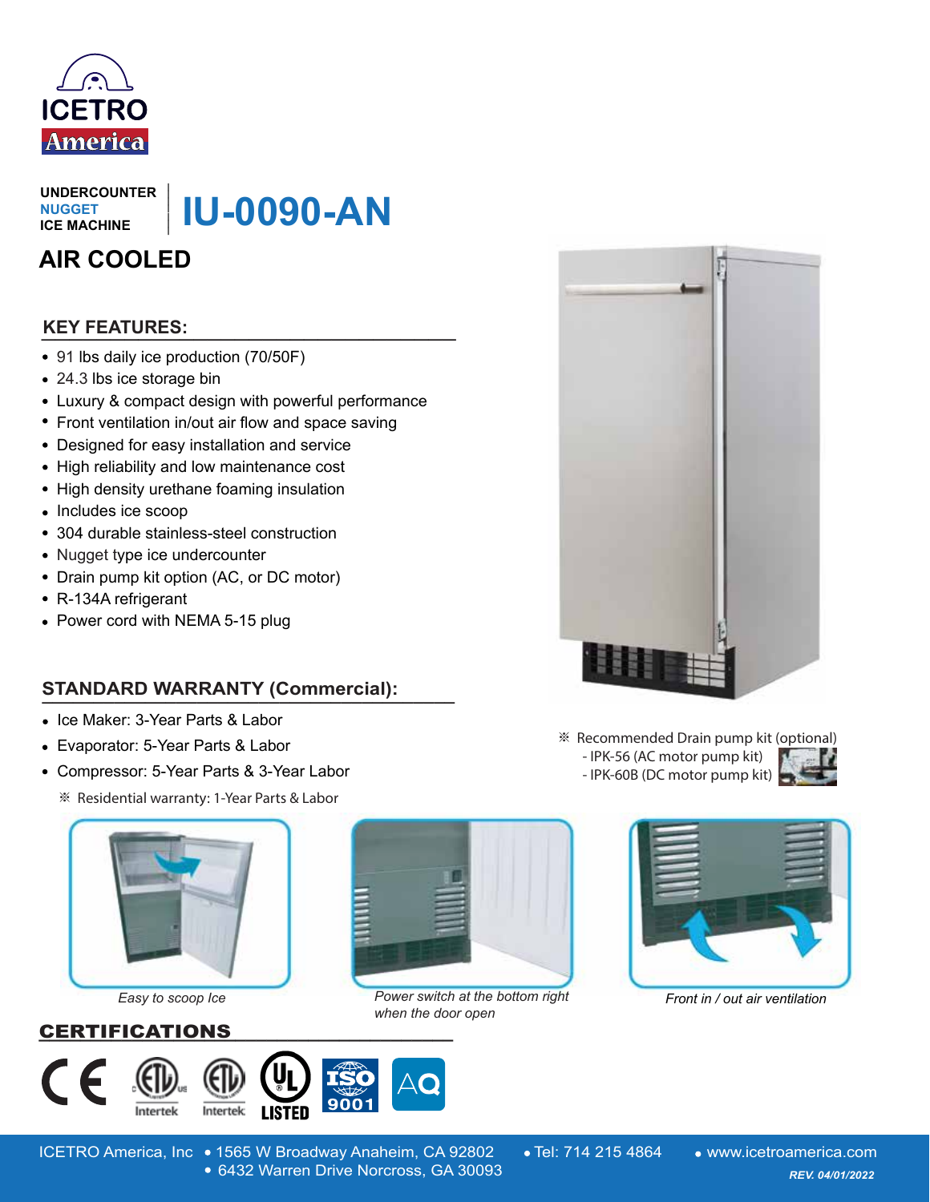ICETRO America

UNDERCOUNTER
NUGGET
ICE MACHINE

# IU-0090-AN

## AIR COOLED

### KEY FEATURES:

- 91 lbs daily ice production (70/50F)
- 24.3 lbs ice storage bin
- Luxury & compact design with powerful performance
- Front ventilation in/out air flow and space saving
- Designed for easy installation and service
- High reliability and low maintenance cost
- High density urethane foaming insulation
- Includes ice scoop
- 304 durable stainless-steel construction
- Nugget type ice undercounter
- Drain pump kit option (AC, or DC motor)
- R-134A refrigerant
- Power cord with NEMA 5-15 plug

### STANDARD WARRANTY (Commercial):

- Ice Maker: 3-Year Parts & Labor
- Evaporator: 5-Year Parts & Labor
- Compressor: 5-Year Parts & 3-Year Labor

※ Residential warranty: 1-Year Parts & Labor

※ Recommended Drain pump kit (optional)
- IPK-56 (AC motor pump kit)
- IPK-60B (DC motor pump kit)

*Easy to scoop Ice*

*Power switch at the bottom right when the door open*

*Front in / out air ventilation*

### CERTIFICATIONS

CE, ETL Intertek, ETL Intertek, UL LISTED, ISO 9001, AQ

ICETRO America, Inc • 1565 W Broadway Anaheim, CA 92802 • 6432 Warren Drive Norcross, GA 30093 • Tel: 714 215 4864 • www.icetroamerica.com

*REV. 04/01/2022*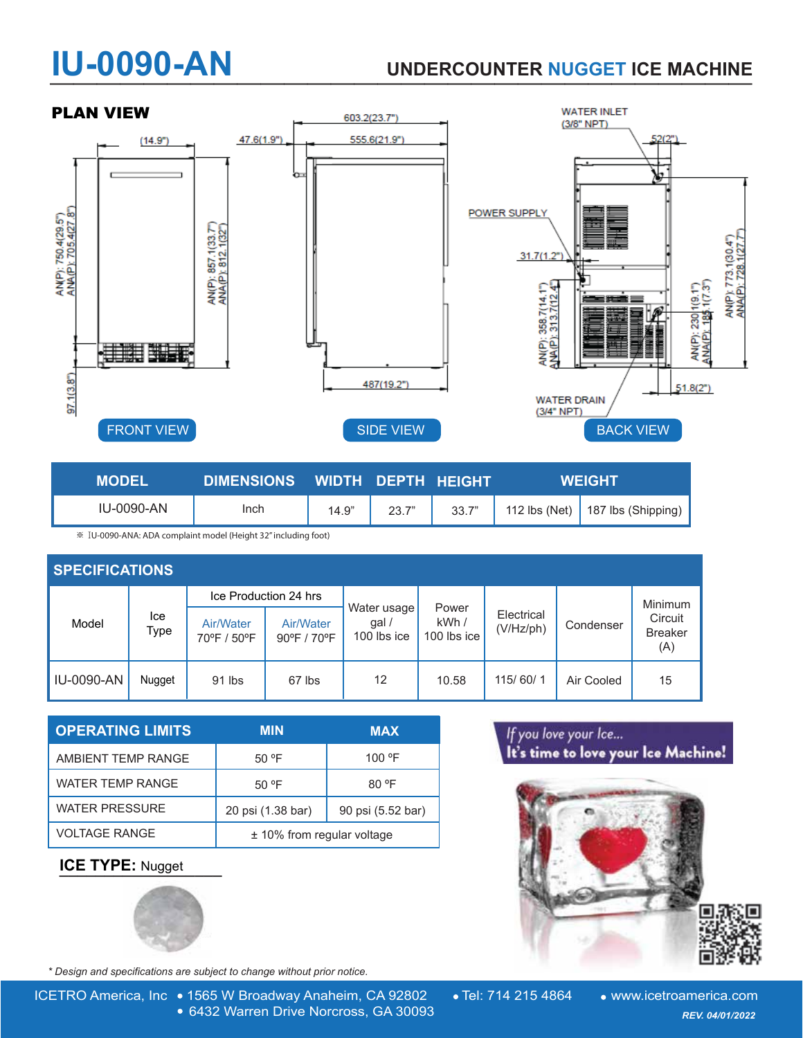# IU-0090-AN

## UNDERCOUNTER NUGGET ICE MACHINE

### PLAN VIEW

(14.9")
AN(P): 750.4(29.5")
ANA(P): 705.4(27.8")
AN(P): 857.1(33.7")
ANA(P): 812.1(32")
97.1(3.8")

47.6(1.9")
603.2(23.7")
555.6(21.9")
487(19.2")

WATER INLET
(3/8" NPT)
52(2")
POWER SUPPLY
31.7(1.2")
AN(P): 358.7(14.1")
ANA(P): 313.7(12.4")
AN(P): 230(9.1")
ANA(P): 185.1(7.3")
AN(P): 773.1(30.4")
ANA(P): 728.1(27.7")
51.8(2")
WATER DRAIN
(3/4" NPT)

FRONT VIEW

SIDE VIEW

BACK VIEW

| MODEL | DIMENSIONS | WIDTH | DEPTH | HEIGHT | WEIGHT | |
|---|---|---|---|---|---|---|
| IU-0090-AN | Inch | 14.9" | 23.7" | 33.7" | 112 lbs (Net) | 187 lbs (Shipping) |

※ IU-0090-ANA: ADA complaint model (Height 32" including foot)

## SPECIFICATIONS

| Model | Ice Type | Ice Production 24 hrs | | Water usage gal / 100 lbs ice | Power kWh / 100 lbs ice | Electrical (V/Hz/ph) | Condenser | Minimum Circuit Breaker (A) |
|---|---|---|---|---|---|---|---|---|
| | | Air/Water 70ºF / 50ºF | Air/Water 90ºF / 70ºF | | | | | |
| IU-0090-AN | Nugget | 91 lbs | 67 lbs | 12 | 10.58 | 115/ 60/ 1 | Air Cooled | 15 |

| OPERATING LIMITS | MIN | MAX |
|---|---|---|
| AMBIENT TEMP RANGE | 50 ºF | 100 ºF |
| WATER TEMP RANGE | 50 ºF | 80 ºF |
| WATER PRESSURE | 20 psi (1.38 bar) | 90 psi (5.52 bar) |
| VOLTAGE RANGE | ± 10% from regular voltage | |

*If you love your Ice...*
**It's time to love your Ice Machine!**

**ICE TYPE:** Nugget

*\* Design and specifications are subject to change without prior notice.*

ICETRO America, Inc • 1565 W Broadway Anaheim, CA 92802 • 6432 Warren Drive Norcross, GA 30093 • Tel: 714 215 4864 • www.icetroamerica.com

*REV. 04/01/2022*